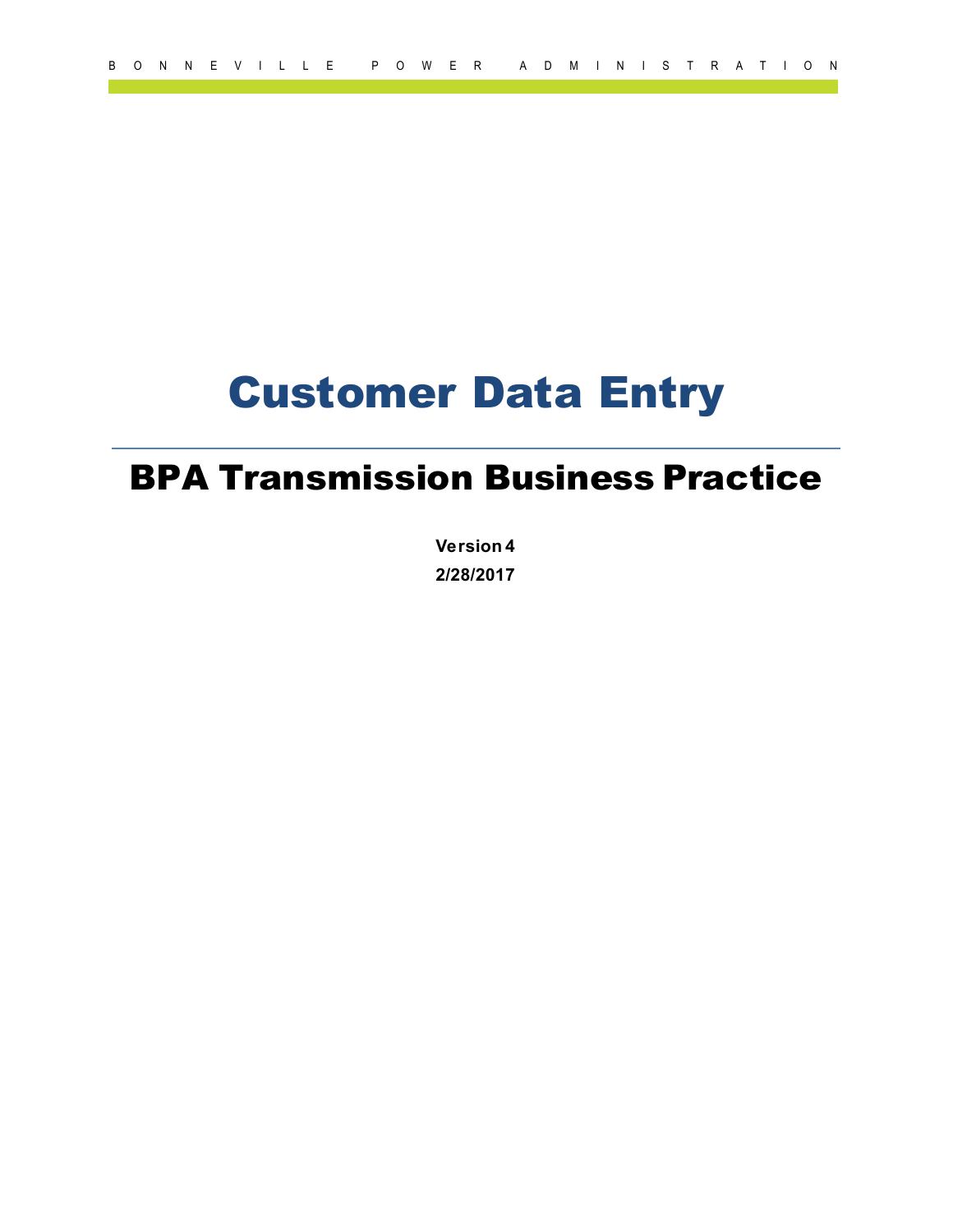BONNEVILLE POWER ADMINISTRATION

# Customer Data Entry

## BPA Transmission Business Practice

**Version 4**

**2/28/2017**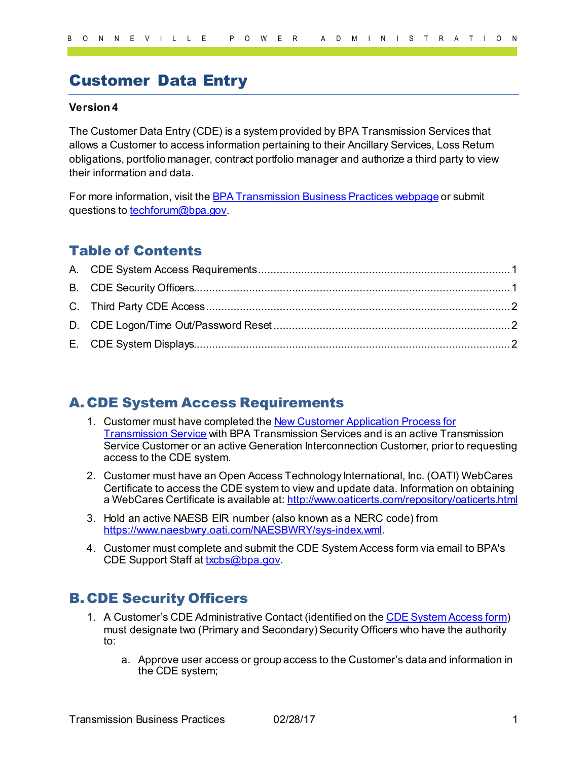# Customer Data Entry

**Version 4**

The Customer Data Entry (CDE) is a system provided by BPA Transmission Services that allows a Customer to access information pertaining to their Ancillary Services, Loss Return obligations, portfolio manager, contract portfolio manager and authorize a third party to view their information and data.

For more information, visit the [BPA Transmission Business Practices webpage]() or submit questions to [techforum@bpa.gov](mailto:techforum@bpa.gov).

## Table of Contents

A. CDE System Access Requirements ........ 1

B. CDE Security Officers ........ 1

C. Third Party CDE Access ........ 2

D. CDE Logon/Time Out/Password Reset ........ 2

E. CDE System Displays ........ 2

## A. CDE System Access Requirements

1. Customer must have completed the [New Customer Application Process for Transmission Service]() with BPA Transmission Services and is an active Transmission Service Customer or an active Generation Interconnection Customer, prior to requesting access to the CDE system.

2. Customer must have an Open Access Technology International, Inc. (OATI) WebCares Certificate to access the CDE system to view and update data. Information on obtaining a WebCares Certificate is available at: [http://www.oaticerts.com/repository/oaticerts.html](http://www.oaticerts.com/repository/oaticerts.html)

3. Hold an active NAESB EIR number (also known as a NERC code) from [https://www.naesbwry.oati.com/NAESBWRY/sys-index.wml](https://www.naesbwry.oati.com/NAESBWRY/sys-index.wml).

4. Customer must complete and submit the CDE System Access form via email to BPA's CDE Support Staff at [txcbs@bpa.gov](mailto:txcbs@bpa.gov).

## B. CDE Security Officers

1. A Customer's CDE Administrative Contact (identified on the [CDE System Access form]()) must designate two (Primary and Secondary) Security Officers who have the authority to:

    a. Approve user access or group access to the Customer's data and information in the CDE system;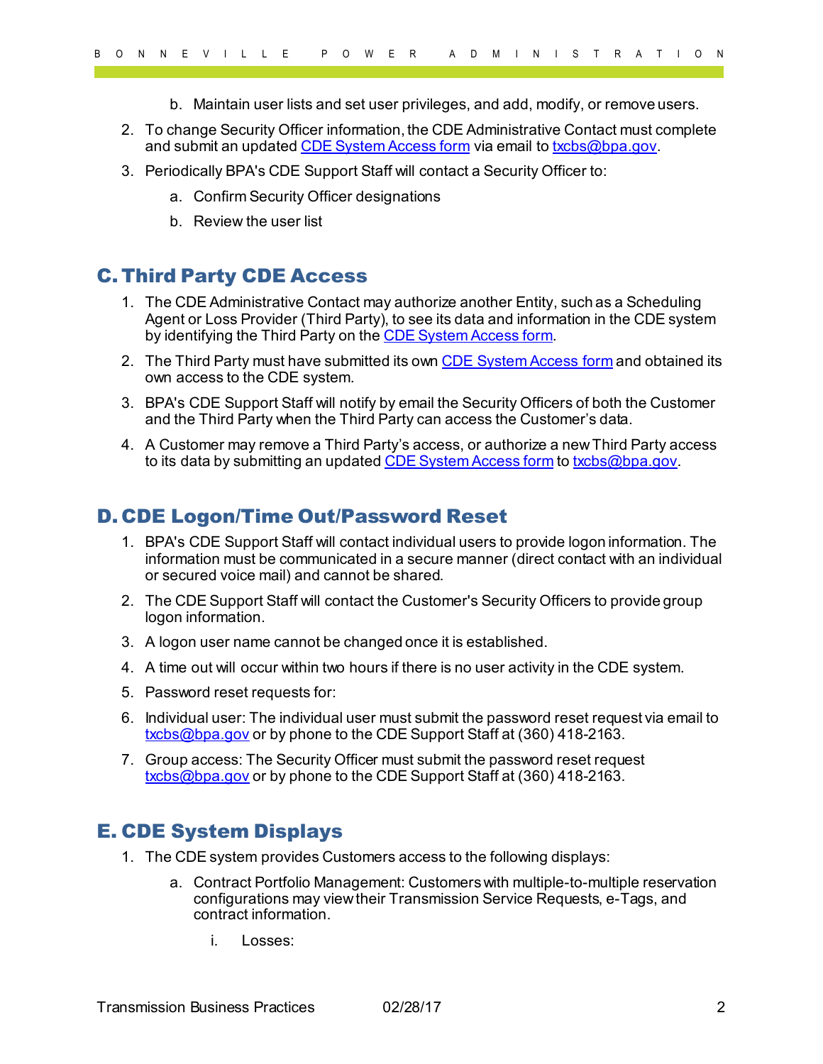b. Maintain user lists and set user privileges, and add, modify, or remove users.

2. To change Security Officer information, the CDE Administrative Contact must complete and submit an updated [CDE System Access form]() via email to [txcbs@bpa.gov](mailto:txcbs@bpa.gov).
3. Periodically BPA's CDE Support Staff will contact a Security Officer to:
   a. Confirm Security Officer designations
   b. Review the user list

## C. Third Party CDE Access

1. The CDE Administrative Contact may authorize another Entity, such as a Scheduling Agent or Loss Provider (Third Party), to see its data and information in the CDE system by identifying the Third Party on the [CDE System Access form]().
2. The Third Party must have submitted its own [CDE System Access form]() and obtained its own access to the CDE system.
3. BPA's CDE Support Staff will notify by email the Security Officers of both the Customer and the Third Party when the Third Party can access the Customer's data.
4. A Customer may remove a Third Party's access, or authorize a new Third Party access to its data by submitting an updated [CDE System Access form]() to [txcbs@bpa.gov](mailto:txcbs@bpa.gov).

## D. CDE Logon/Time Out/Password Reset

1. BPA's CDE Support Staff will contact individual users to provide logon information. The information must be communicated in a secure manner (direct contact with an individual or secured voice mail) and cannot be shared.
2. The CDE Support Staff will contact the Customer's Security Officers to provide group logon information.
3. A logon user name cannot be changed once it is established.
4. A time out will occur within two hours if there is no user activity in the CDE system.
5. Password reset requests for:
6. Individual user: The individual user must submit the password reset request via email to [txcbs@bpa.gov](mailto:txcbs@bpa.gov) or by phone to the CDE Support Staff at (360) 418-2163.
7. Group access: The Security Officer must submit the password reset request [txcbs@bpa.gov](mailto:txcbs@bpa.gov) or by phone to the CDE Support Staff at (360) 418-2163.

## E. CDE System Displays

1. The CDE system provides Customers access to the following displays:
   a. Contract Portfolio Management: Customers with multiple-to-multiple reservation configurations may view their Transmission Service Requests, e-Tags, and contract information.
      i. Losses: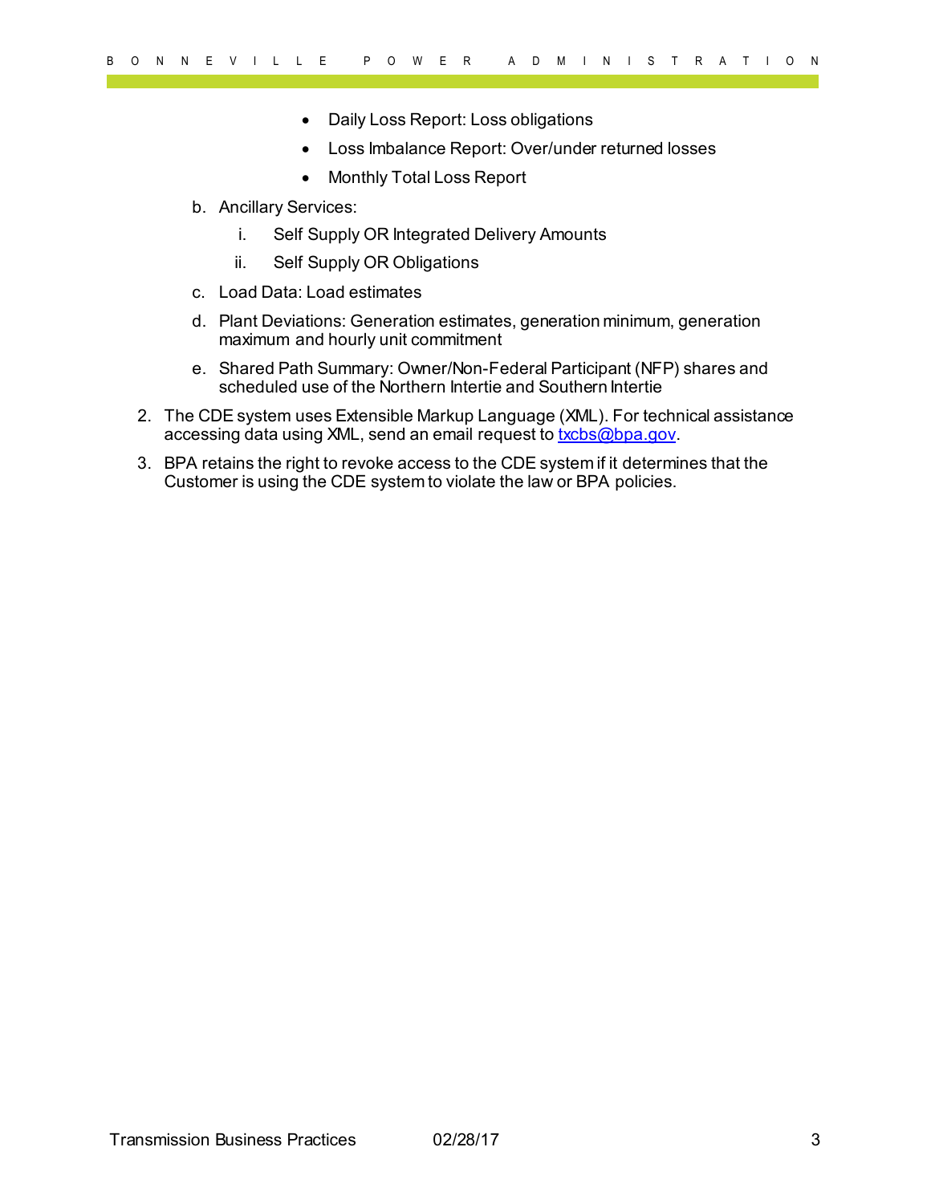- Daily Loss Report: Loss obligations
- Loss Imbalance Report: Over/under returned losses
- Monthly Total Loss Report

b. Ancillary Services:

   i. Self Supply OR Integrated Delivery Amounts

   ii. Self Supply OR Obligations

c. Load Data: Load estimates

d. Plant Deviations: Generation estimates, generation minimum, generation maximum and hourly unit commitment

e. Shared Path Summary: Owner/Non-Federal Participant (NFP) shares and scheduled use of the Northern Intertie and Southern Intertie

2. The CDE system uses Extensible Markup Language (XML). For technical assistance accessing data using XML, send an email request to [txcbs@bpa.gov](mailto:txcbs@bpa.gov).

3. BPA retains the right to revoke access to the CDE system if it determines that the Customer is using the CDE system to violate the law or BPA policies.